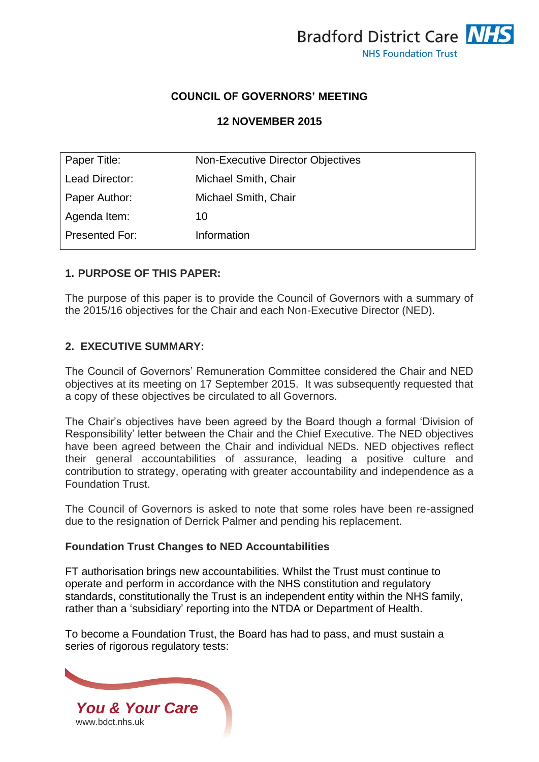# COUNCIL OF GOVERNORS' MEETING

## 12 NOVEMBER 2015

| Paper Title: | Non-Executive Director Objectives |
|---|---|
| Lead Director: | Michael Smith, Chair |
| Paper Author: | Michael Smith, Chair |
| Agenda Item: | 10 |
| Presented For: | Information |

### 1. PURPOSE OF THIS PAPER:

The purpose of this paper is to provide the Council of Governors with a summary of the 2015/16 objectives for the Chair and each Non-Executive Director (NED).

### 2. EXECUTIVE SUMMARY:

The Council of Governors' Remuneration Committee considered the Chair and NED objectives at its meeting on 17 September 2015. It was subsequently requested that a copy of these objectives be circulated to all Governors.

The Chair's objectives have been agreed by the Board though a formal 'Division of Responsibility' letter between the Chair and the Chief Executive. The NED objectives have been agreed between the Chair and individual NEDs. NED objectives reflect their general accountabilities of assurance, leading a positive culture and contribution to strategy, operating with greater accountability and independence as a Foundation Trust.

The Council of Governors is asked to note that some roles have been re-assigned due to the resignation of Derrick Palmer and pending his replacement.

**Foundation Trust Changes to NED Accountabilities**

FT authorisation brings new accountabilities. Whilst the Trust must continue to operate and perform in accordance with the NHS constitution and regulatory standards, constitutionally the Trust is an independent entity within the NHS family, rather than a 'subsidiary' reporting into the NTDA or Department of Health.

To become a Foundation Trust, the Board has had to pass, and must sustain a series of rigorous regulatory tests: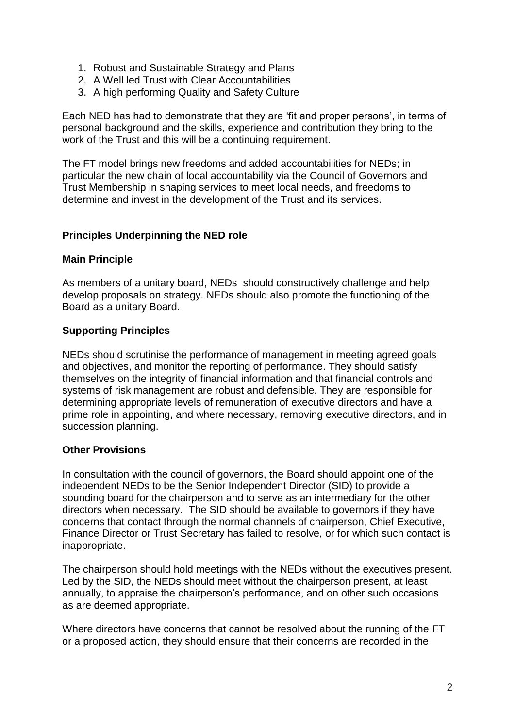1. Robust and Sustainable Strategy and Plans
2. A Well led Trust with Clear Accountabilities
3. A high performing Quality and Safety Culture

Each NED has had to demonstrate that they are 'fit and proper persons', in terms of personal background and the skills, experience and contribution they bring to the work of the Trust and this will be a continuing requirement.

The FT model brings new freedoms and added accountabilities for NEDs; in particular the new chain of local accountability via the Council of Governors and Trust Membership in shaping services to meet local needs, and freedoms to determine and invest in the development of the Trust and its services.

**Principles Underpinning the NED role**

**Main Principle**

As members of a unitary board, NEDs should constructively challenge and help develop proposals on strategy. NEDs should also promote the functioning of the Board as a unitary Board.

**Supporting Principles**

NEDs should scrutinise the performance of management in meeting agreed goals and objectives, and monitor the reporting of performance. They should satisfy themselves on the integrity of financial information and that financial controls and systems of risk management are robust and defensible. They are responsible for determining appropriate levels of remuneration of executive directors and have a prime role in appointing, and where necessary, removing executive directors, and in succession planning.

**Other Provisions**

In consultation with the council of governors, the Board should appoint one of the independent NEDs to be the Senior Independent Director (SID) to provide a sounding board for the chairperson and to serve as an intermediary for the other directors when necessary. The SID should be available to governors if they have concerns that contact through the normal channels of chairperson, Chief Executive, Finance Director or Trust Secretary has failed to resolve, or for which such contact is inappropriate.

The chairperson should hold meetings with the NEDs without the executives present. Led by the SID, the NEDs should meet without the chairperson present, at least annually, to appraise the chairperson's performance, and on other such occasions as are deemed appropriate.

Where directors have concerns that cannot be resolved about the running of the FT or a proposed action, they should ensure that their concerns are recorded in the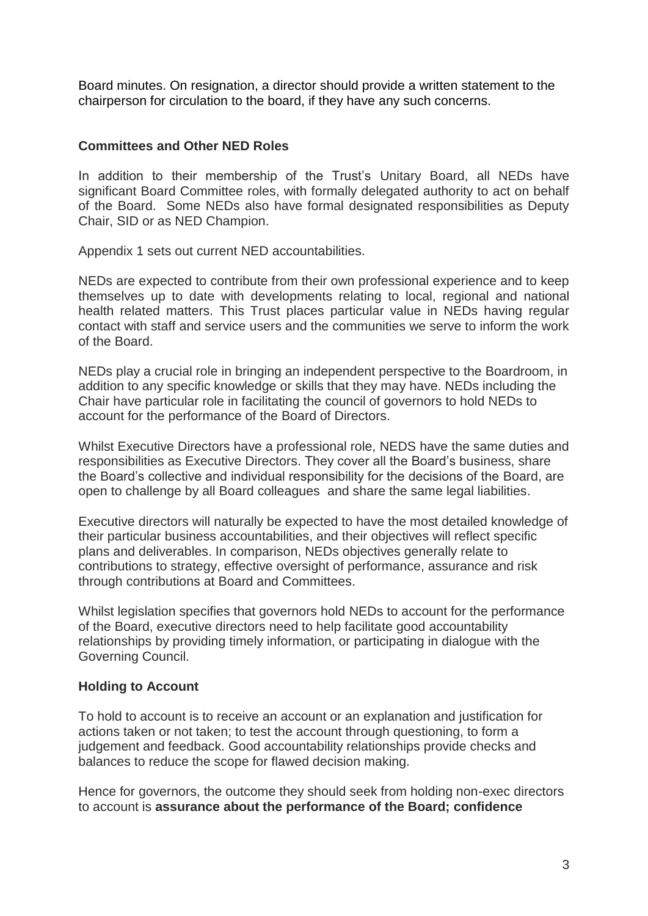Board minutes. On resignation, a director should provide a written statement to the chairperson for circulation to the board, if they have any such concerns.

**Committees and Other NED Roles**

In addition to their membership of the Trust's Unitary Board, all NEDs have significant Board Committee roles, with formally delegated authority to act on behalf of the Board. Some NEDs also have formal designated responsibilities as Deputy Chair, SID or as NED Champion.

Appendix 1 sets out current NED accountabilities.

NEDs are expected to contribute from their own professional experience and to keep themselves up to date with developments relating to local, regional and national health related matters. This Trust places particular value in NEDs having regular contact with staff and service users and the communities we serve to inform the work of the Board.

NEDs play a crucial role in bringing an independent perspective to the Boardroom, in addition to any specific knowledge or skills that they may have. NEDs including the Chair have particular role in facilitating the council of governors to hold NEDs to account for the performance of the Board of Directors.

Whilst Executive Directors have a professional role, NEDS have the same duties and responsibilities as Executive Directors. They cover all the Board's business, share the Board's collective and individual responsibility for the decisions of the Board, are open to challenge by all Board colleagues and share the same legal liabilities.

Executive directors will naturally be expected to have the most detailed knowledge of their particular business accountabilities, and their objectives will reflect specific plans and deliverables. In comparison, NEDs objectives generally relate to contributions to strategy, effective oversight of performance, assurance and risk through contributions at Board and Committees.

Whilst legislation specifies that governors hold NEDs to account for the performance of the Board, executive directors need to help facilitate good accountability relationships by providing timely information, or participating in dialogue with the Governing Council.

**Holding to Account**

To hold to account is to receive an account or an explanation and justification for actions taken or not taken; to test the account through questioning, to form a judgement and feedback. Good accountability relationships provide checks and balances to reduce the scope for flawed decision making.

Hence for governors, the outcome they should seek from holding non-exec directors to account is **assurance about the performance of the Board; confidence**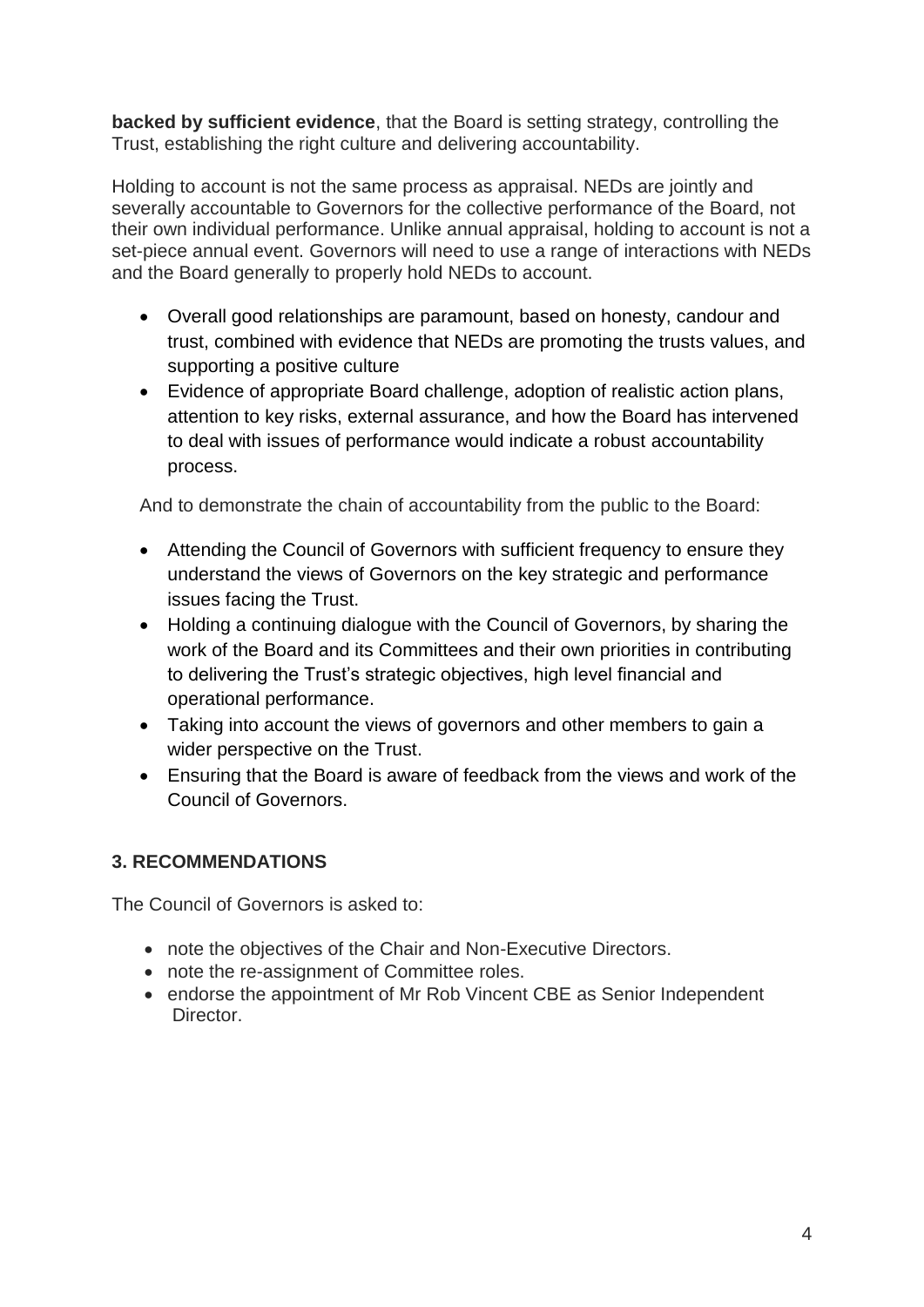**backed by sufficient evidence**, that the Board is setting strategy, controlling the Trust, establishing the right culture and delivering accountability.

Holding to account is not the same process as appraisal. NEDs are jointly and severally accountable to Governors for the collective performance of the Board, not their own individual performance. Unlike annual appraisal, holding to account is not a set-piece annual event. Governors will need to use a range of interactions with NEDs and the Board generally to properly hold NEDs to account.

- Overall good relationships are paramount, based on honesty, candour and trust, combined with evidence that NEDs are promoting the trusts values, and supporting a positive culture
- Evidence of appropriate Board challenge, adoption of realistic action plans, attention to key risks, external assurance, and how the Board has intervened to deal with issues of performance would indicate a robust accountability process.

And to demonstrate the chain of accountability from the public to the Board:

- Attending the Council of Governors with sufficient frequency to ensure they understand the views of Governors on the key strategic and performance issues facing the Trust.
- Holding a continuing dialogue with the Council of Governors, by sharing the work of the Board and its Committees and their own priorities in contributing to delivering the Trust's strategic objectives, high level financial and operational performance.
- Taking into account the views of governors and other members to gain a wider perspective on the Trust.
- Ensuring that the Board is aware of feedback from the views and work of the Council of Governors.

## 3. RECOMMENDATIONS

The Council of Governors is asked to:

- note the objectives of the Chair and Non-Executive Directors.
- note the re-assignment of Committee roles.
- endorse the appointment of Mr Rob Vincent CBE as Senior Independent Director.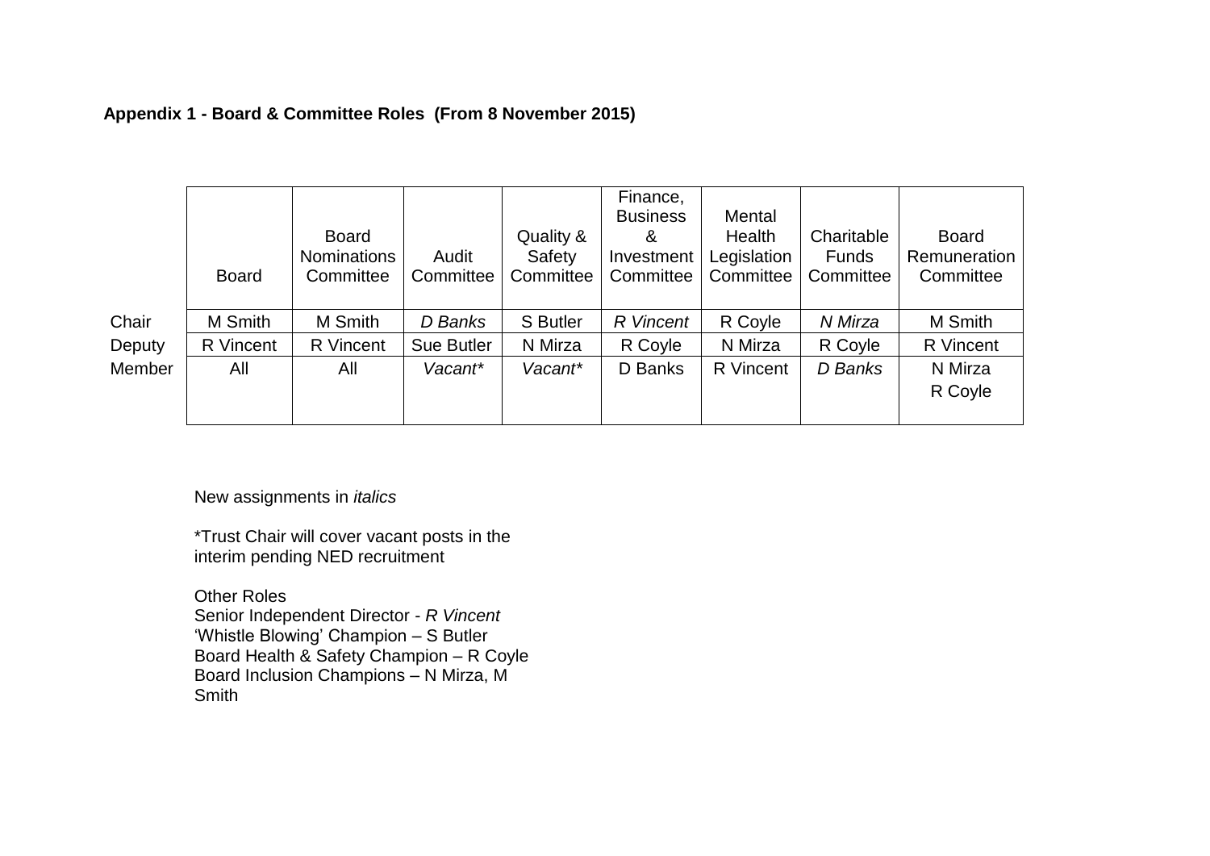**Appendix 1 - Board & Committee Roles (From 8 November 2015)**

| | Board | Board Nominations Committee | Audit Committee | Quality & Safety Committee | Finance, Business & Investment Committee | Mental Health Legislation Committee | Charitable Funds Committee | Board Remuneration Committee |
|---|---|---|---|---|---|---|---|---|
| Chair | M Smith | M Smith | *D Banks* | S Butler | *R Vincent* | R Coyle | *N Mirza* | M Smith |
| Deputy | R Vincent | R Vincent | Sue Butler | N Mirza | R Coyle | N Mirza | R Coyle | R Vincent |
| Member | All | All | *Vacant** | *Vacant** | D Banks | R Vincent | *D Banks* | N Mirza<br>R Coyle |

New assignments in *italics*

*Trust Chair will cover vacant posts in the interim pending NED recruitment

Other Roles
Senior Independent Director - *R Vincent*
'Whistle Blowing' Champion – S Butler
Board Health & Safety Champion – R Coyle
Board Inclusion Champions – N Mirza, M Smith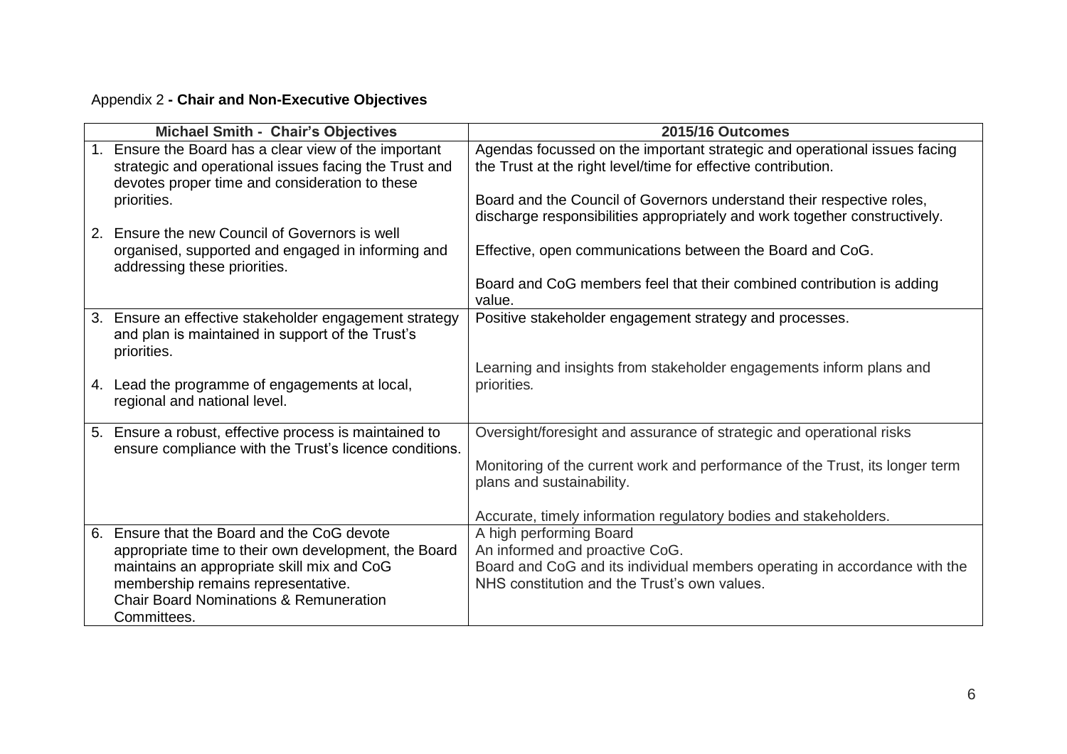Appendix 2 **- Chair and Non-Executive Objectives**

| Michael Smith - Chair's Objectives | 2015/16 Outcomes |
| --- | --- |
| 1. Ensure the Board has a clear view of the important strategic and operational issues facing the Trust and devotes proper time and consideration to these priorities.<br><br>2. Ensure the new Council of Governors is well organised, supported and engaged in informing and addressing these priorities. | Agendas focussed on the important strategic and operational issues facing the Trust at the right level/time for effective contribution.<br><br>Board and the Council of Governors understand their respective roles, discharge responsibilities appropriately and work together constructively.<br><br>Effective, open communications between the Board and CoG.<br><br>Board and CoG members feel that their combined contribution is adding value. |
| 3. Ensure an effective stakeholder engagement strategy and plan is maintained in support of the Trust's priorities.<br><br>4. Lead the programme of engagements at local, regional and national level. | Positive stakeholder engagement strategy and processes.<br><br>Learning and insights from stakeholder engagements inform plans and priorities. |
| 5. Ensure a robust, effective process is maintained to ensure compliance with the Trust's licence conditions. | Oversight/foresight and assurance of strategic and operational risks<br><br>Monitoring of the current work and performance of the Trust, its longer term plans and sustainability.<br><br>Accurate, timely information regulatory bodies and stakeholders. |
| 6. Ensure that the Board and the CoG devote appropriate time to their own development, the Board maintains an appropriate skill mix and CoG membership remains representative.<br>Chair Board Nominations & Remuneration Committees. | A high performing Board<br>An informed and proactive CoG.<br>Board and CoG and its individual members operating in accordance with the NHS constitution and the Trust's own values. |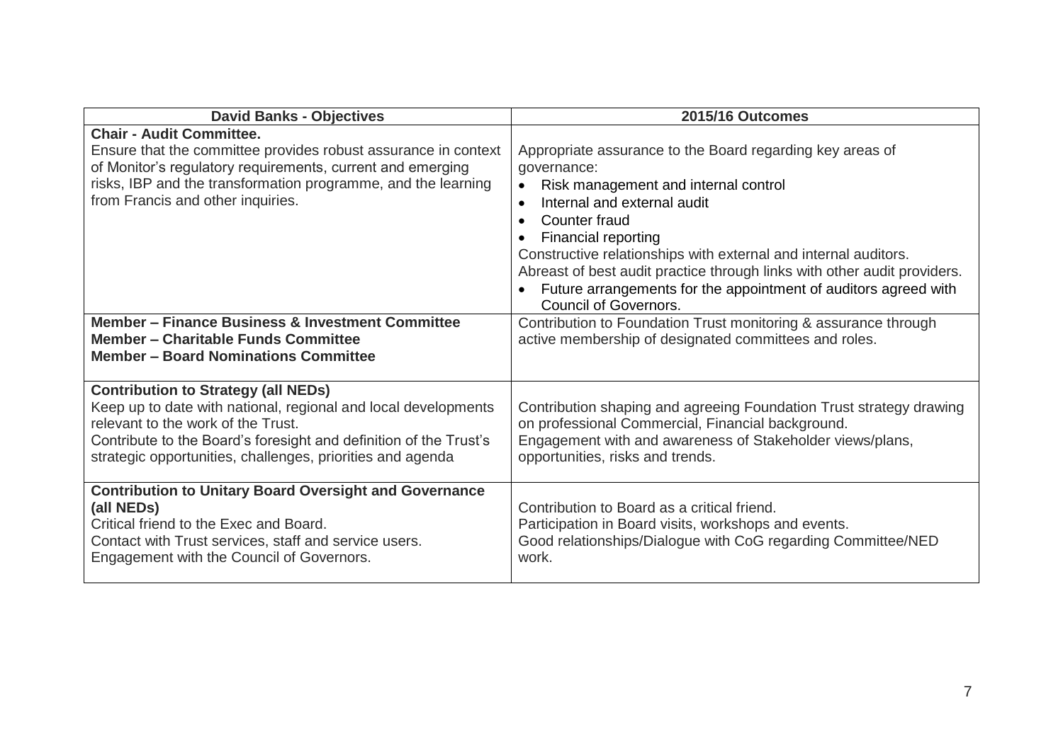| David Banks - Objectives | 2015/16 Outcomes |
|---|---|
| **Chair - Audit Committee.**<br>Ensure that the committee provides robust assurance in context of Monitor's regulatory requirements, current and emerging risks, IBP and the transformation programme, and the learning from Francis and other inquiries. | Appropriate assurance to the Board regarding key areas of governance:<br>• Risk management and internal control<br>• Internal and external audit<br>• Counter fraud<br>• Financial reporting<br>Constructive relationships with external and internal auditors.<br>Abreast of best audit practice through links with other audit providers.<br>• Future arrangements for the appointment of auditors agreed with Council of Governors. |
| **Member – Finance Business & Investment Committee**<br>**Member – Charitable Funds Committee**<br>**Member – Board Nominations Committee** | Contribution to Foundation Trust monitoring & assurance through active membership of designated committees and roles. |
| **Contribution to Strategy (all NEDs)**<br>Keep up to date with national, regional and local developments relevant to the work of the Trust.<br>Contribute to the Board's foresight and definition of the Trust's strategic opportunities, challenges, priorities and agenda | Contribution shaping and agreeing Foundation Trust strategy drawing on professional Commercial, Financial background.<br>Engagement with and awareness of Stakeholder views/plans, opportunities, risks and trends. |
| **Contribution to Unitary Board Oversight and Governance (all NEDs)**<br>Critical friend to the Exec and Board.<br>Contact with Trust services, staff and service users.<br>Engagement with the Council of Governors. | Contribution to Board as a critical friend.<br>Participation in Board visits, workshops and events.<br>Good relationships/Dialogue with CoG regarding Committee/NED work. |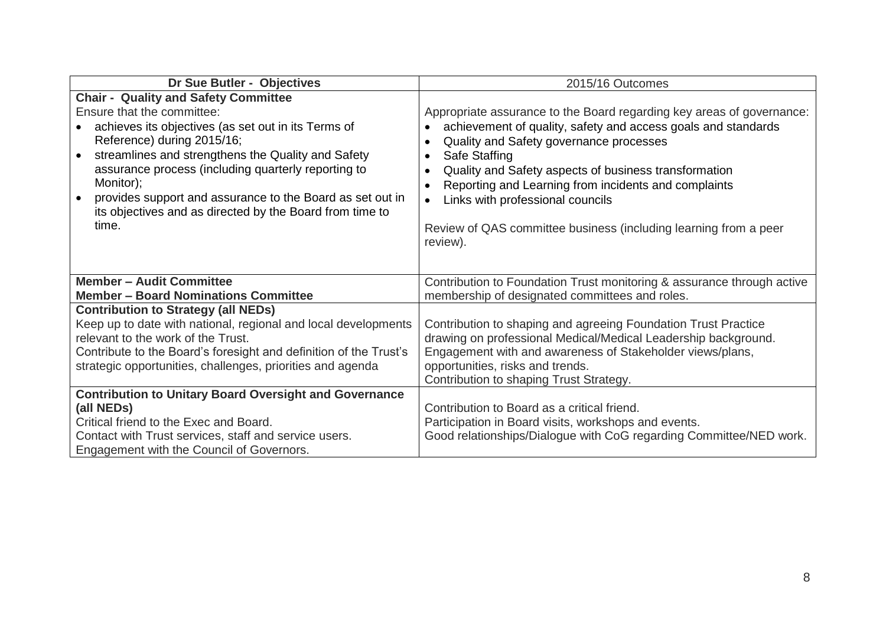| **Dr Sue Butler - Objectives** | 2015/16 Outcomes |
|---|---|
| **Chair - Quality and Safety Committee**<br>Ensure that the committee:<br>• achieves its objectives (as set out in its Terms of Reference) during 2015/16;<br>• streamlines and strengthens the Quality and Safety assurance process (including quarterly reporting to Monitor);<br>• provides support and assurance to the Board as set out in its objectives and as directed by the Board from time to time. | Appropriate assurance to the Board regarding key areas of governance:<br>• achievement of quality, safety and access goals and standards<br>• Quality and Safety governance processes<br>• Safe Staffing<br>• Quality and Safety aspects of business transformation<br>• Reporting and Learning from incidents and complaints<br>• Links with professional councils<br><br>Review of QAS committee business (including learning from a peer review). |
| **Member – Audit Committee**<br>**Member – Board Nominations Committee** | Contribution to Foundation Trust monitoring & assurance through active membership of designated committees and roles. |
| **Contribution to Strategy (all NEDs)**<br>Keep up to date with national, regional and local developments relevant to the work of the Trust.<br>Contribute to the Board's foresight and definition of the Trust's strategic opportunities, challenges, priorities and agenda | Contribution to shaping and agreeing Foundation Trust Practice drawing on professional Medical/Medical Leadership background.<br>Engagement with and awareness of Stakeholder views/plans, opportunities, risks and trends.<br>Contribution to shaping Trust Strategy. |
| **Contribution to Unitary Board Oversight and Governance (all NEDs)**<br>Critical friend to the Exec and Board.<br>Contact with Trust services, staff and service users.<br>Engagement with the Council of Governors. | Contribution to Board as a critical friend.<br>Participation in Board visits, workshops and events.<br>Good relationships/Dialogue with CoG regarding Committee/NED work. |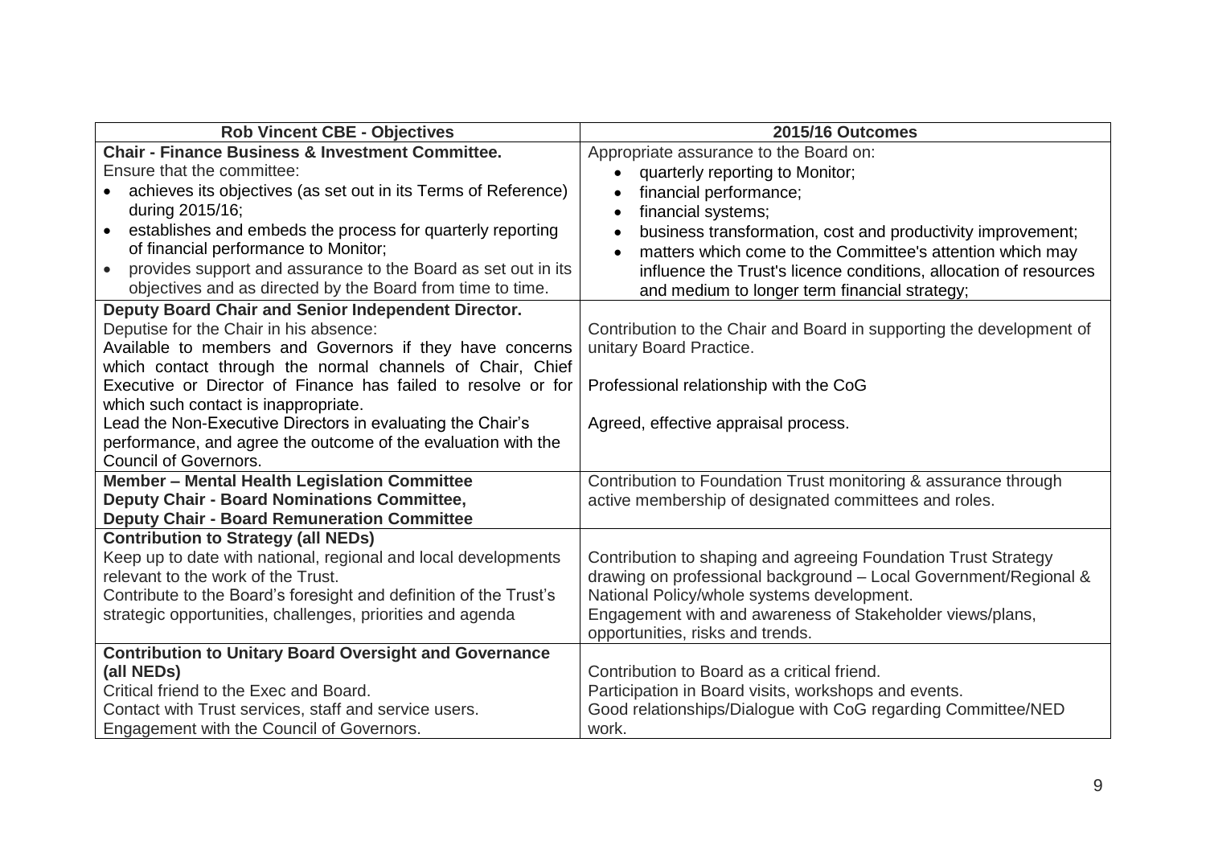| Rob Vincent CBE - Objectives | 2015/16 Outcomes |
|---|---|
| **Chair - Finance Business & Investment Committee.**<br>Ensure that the committee:<br>• achieves its objectives (as set out in its Terms of Reference) during 2015/16;<br>• establishes and embeds the process for quarterly reporting of financial performance to Monitor;<br>• provides support and assurance to the Board as set out in its objectives and as directed by the Board from time to time. | Appropriate assurance to the Board on:<br>• quarterly reporting to Monitor;<br>• financial performance;<br>• financial systems;<br>• business transformation, cost and productivity improvement;<br>• matters which come to the Committee's attention which may influence the Trust's licence conditions, allocation of resources and medium to longer term financial strategy; |
| **Deputy Board Chair and Senior Independent Director.**<br>Deputise for the Chair in his absence:<br>Available to members and Governors if they have concerns which contact through the normal channels of Chair, Chief Executive or Director of Finance has failed to resolve or for which such contact is inappropriate.<br>Lead the Non-Executive Directors in evaluating the Chair's performance, and agree the outcome of the evaluation with the Council of Governors. | Contribution to the Chair and Board in supporting the development of unitary Board Practice.<br><br>Professional relationship with the CoG<br><br>Agreed, effective appraisal process. |
| **Member – Mental Health Legislation Committee**<br>**Deputy Chair - Board Nominations Committee,**<br>**Deputy Chair - Board Remuneration Committee** | Contribution to Foundation Trust monitoring & assurance through active membership of designated committees and roles. |
| **Contribution to Strategy (all NEDs)**<br>Keep up to date with national, regional and local developments relevant to the work of the Trust.<br>Contribute to the Board's foresight and definition of the Trust's strategic opportunities, challenges, priorities and agenda | Contribution to shaping and agreeing Foundation Trust Strategy drawing on professional background – Local Government/Regional & National Policy/whole systems development.<br>Engagement with and awareness of Stakeholder views/plans, opportunities, risks and trends. |
| **Contribution to Unitary Board Oversight and Governance (all NEDs)**<br>Critical friend to the Exec and Board.<br>Contact with Trust services, staff and service users.<br>Engagement with the Council of Governors. | Contribution to Board as a critical friend.<br>Participation in Board visits, workshops and events.<br>Good relationships/Dialogue with CoG regarding Committee/NED work. |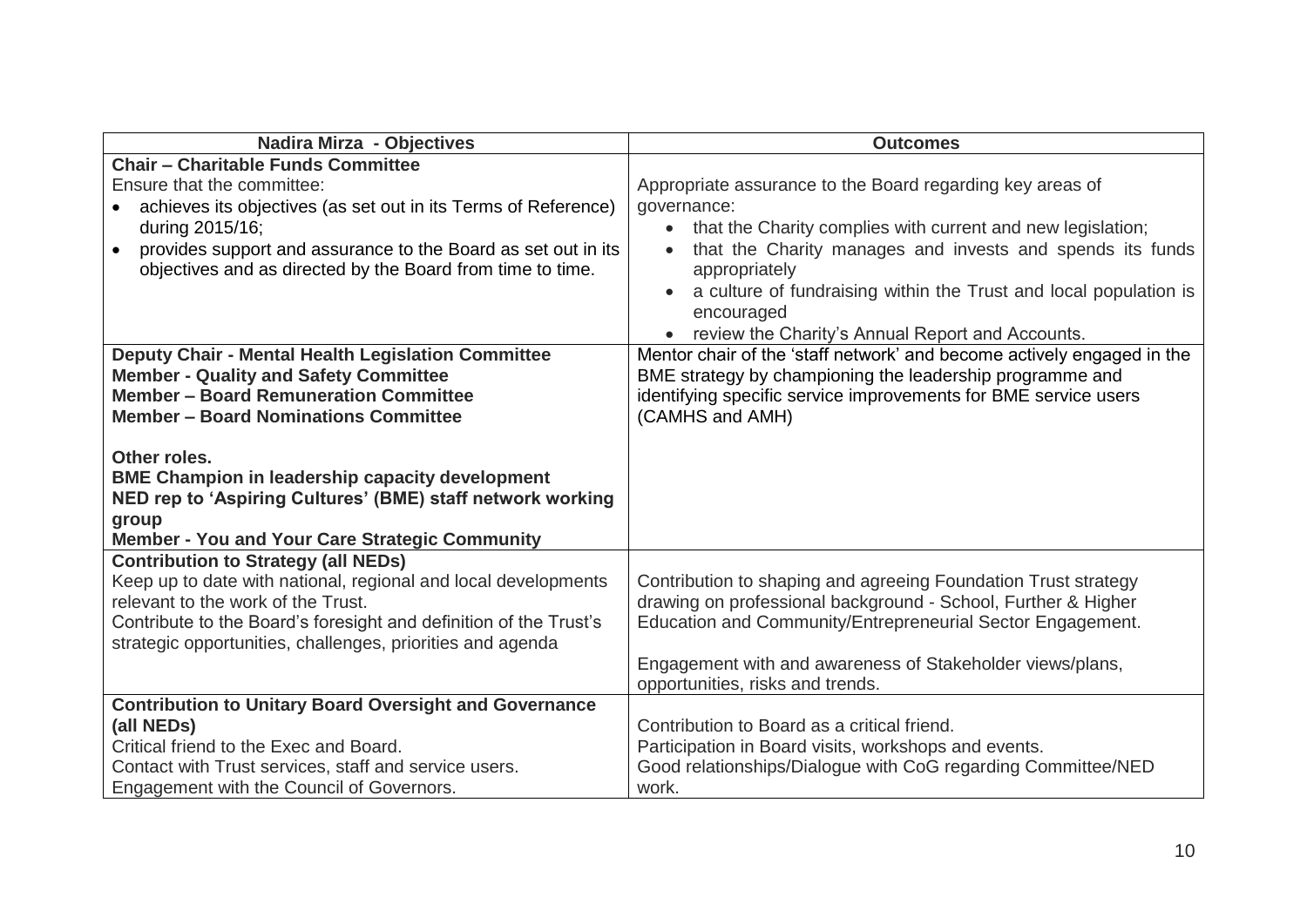| Nadira Mirza - Objectives | Outcomes |
|---|---|
| **Chair – Charitable Funds Committee**<br>Ensure that the committee:<br>• achieves its objectives (as set out in its Terms of Reference) during 2015/16;<br>• provides support and assurance to the Board as set out in its objectives and as directed by the Board from time to time. | Appropriate assurance to the Board regarding key areas of governance:<br>• that the Charity complies with current and new legislation;<br>• that the Charity manages and invests and spends its funds appropriately<br>• a culture of fundraising within the Trust and local population is encouraged<br>• review the Charity's Annual Report and Accounts. |
| **Deputy Chair - Mental Health Legislation Committee**<br>**Member - Quality and Safety Committee**<br>**Member – Board Remuneration Committee**<br>**Member – Board Nominations Committee**<br><br>**Other roles.**<br>**BME Champion in leadership capacity development**<br>**NED rep to 'Aspiring Cultures' (BME) staff network working group**<br>**Member - You and Your Care Strategic Community** | Mentor chair of the 'staff network' and become actively engaged in the BME strategy by championing the leadership programme and identifying specific service improvements for BME service users (CAMHS and AMH) |
| **Contribution to Strategy (all NEDs)**<br>Keep up to date with national, regional and local developments relevant to the work of the Trust.<br>Contribute to the Board's foresight and definition of the Trust's strategic opportunities, challenges, priorities and agenda | Contribution to shaping and agreeing Foundation Trust strategy drawing on professional background - School, Further & Higher Education and Community/Entrepreneurial Sector Engagement.<br><br>Engagement with and awareness of Stakeholder views/plans, opportunities, risks and trends. |
| **Contribution to Unitary Board Oversight and Governance (all NEDs)**<br>Critical friend to the Exec and Board.<br>Contact with Trust services, staff and service users.<br>Engagement with the Council of Governors. | Contribution to Board as a critical friend.<br>Participation in Board visits, workshops and events.<br>Good relationships/Dialogue with CoG regarding Committee/NED work. |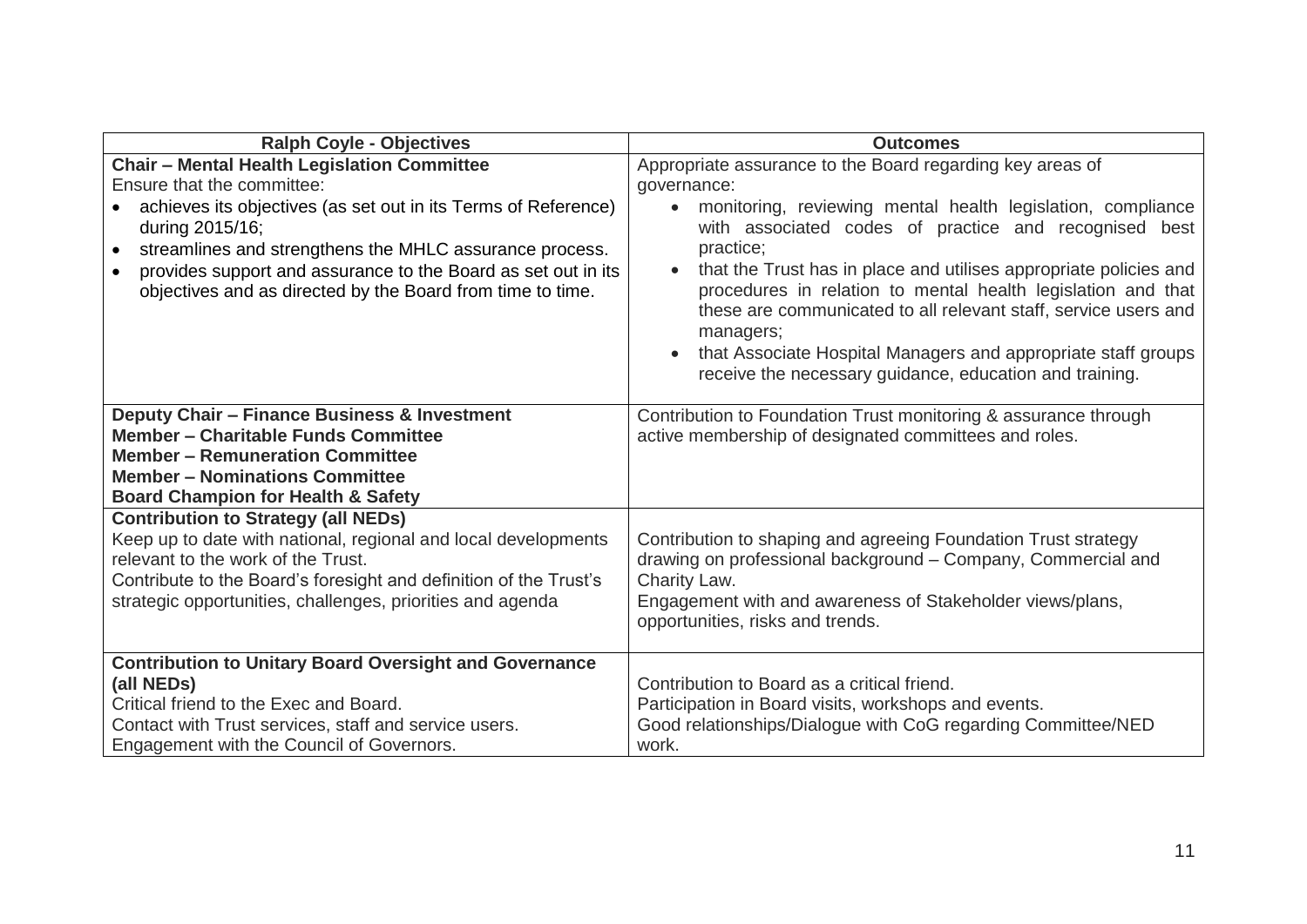| Ralph Coyle - Objectives | Outcomes |
|---|---|
| **Chair – Mental Health Legislation Committee**<br>Ensure that the committee:<br>• achieves its objectives (as set out in its Terms of Reference) during 2015/16;<br>• streamlines and strengthens the MHLC assurance process.<br>• provides support and assurance to the Board as set out in its objectives and as directed by the Board from time to time. | Appropriate assurance to the Board regarding key areas of governance:<br>• monitoring, reviewing mental health legislation, compliance with associated codes of practice and recognised best practice;<br>• that the Trust has in place and utilises appropriate policies and procedures in relation to mental health legislation and that these are communicated to all relevant staff, service users and managers;<br>• that Associate Hospital Managers and appropriate staff groups receive the necessary guidance, education and training. |
| **Deputy Chair – Finance Business & Investment**<br>**Member – Charitable Funds Committee**<br>**Member – Remuneration Committee**<br>**Member – Nominations Committee**<br>**Board Champion for Health & Safety** | Contribution to Foundation Trust monitoring & assurance through active membership of designated committees and roles. |
| **Contribution to Strategy (all NEDs)**<br>Keep up to date with national, regional and local developments relevant to the work of the Trust.<br>Contribute to the Board's foresight and definition of the Trust's strategic opportunities, challenges, priorities and agenda | Contribution to shaping and agreeing Foundation Trust strategy drawing on professional background – Company, Commercial and Charity Law.<br>Engagement with and awareness of Stakeholder views/plans, opportunities, risks and trends. |
| **Contribution to Unitary Board Oversight and Governance (all NEDs)**<br>Critical friend to the Exec and Board.<br>Contact with Trust services, staff and service users.<br>Engagement with the Council of Governors. | Contribution to Board as a critical friend.<br>Participation in Board visits, workshops and events.<br>Good relationships/Dialogue with CoG regarding Committee/NED work. |